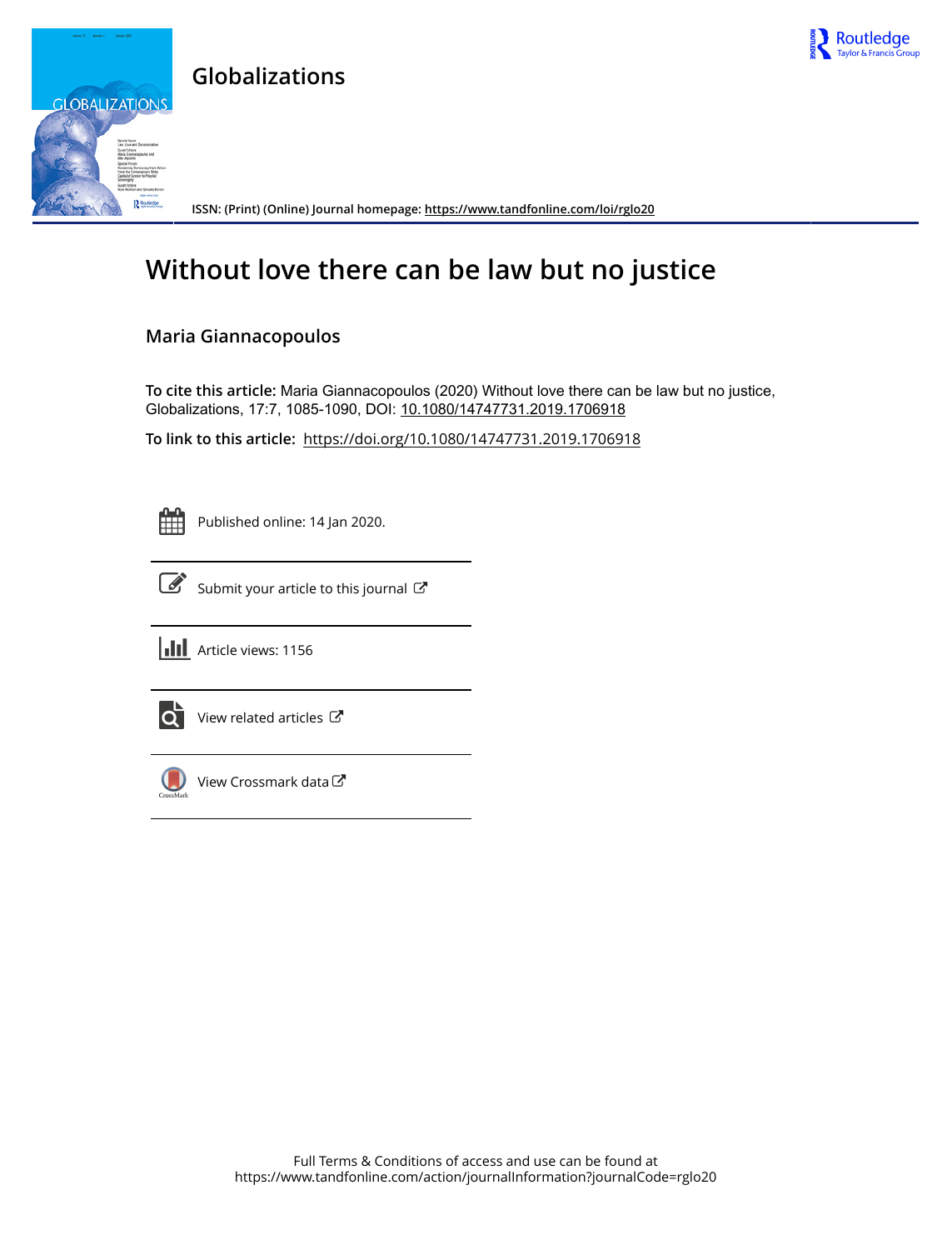# Globalizations

ISSN: (Print) (Online) Journal homepage: https://www.tandfonline.com/loi/rglo20

# Without love there can be law but no justice

## Maria Giannacopoulos

**To cite this article:** Maria Giannacopoulos (2020) Without love there can be law but no justice, Globalizations, 17:7, 1085-1090, DOI: 10.1080/14747731.2019.1706918

**To link to this article:** https://doi.org/10.1080/14747731.2019.1706918

Published online: 14 Jan 2020.

Submit your article to this journal

Article views: 1156

View related articles

View Crossmark data

Full Terms & Conditions of access and use can be found at https://www.tandfonline.com/action/journalInformation?journalCode=rglo20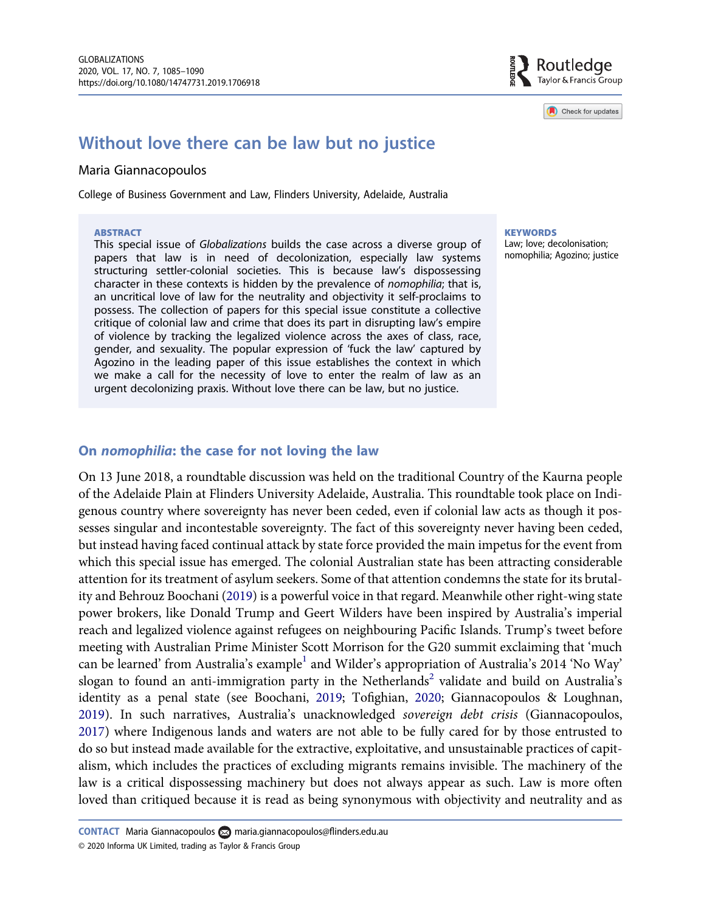# Without love there can be law but no justice

Maria Giannacopoulos

College of Business Government and Law, Flinders University, Adelaide, Australia

**ABSTRACT**

This special issue of *Globalizations* builds the case across a diverse group of papers that law is in need of decolonization, especially law systems structuring settler-colonial societies. This is because law's dispossessing character in these contexts is hidden by the prevalence of *nomophilia*; that is, an uncritical love of law for the neutrality and objectivity it self-proclaims to possess. The collection of papers for this special issue constitute a collective critique of colonial law and crime that does its part in disrupting law's empire of violence by tracking the legalized violence across the axes of class, race, gender, and sexuality. The popular expression of 'fuck the law' captured by Agozino in the leading paper of this issue establishes the context in which we make a call for the necessity of love to enter the realm of law as an urgent decolonizing praxis. Without love there can be law, but no justice.

**KEYWORDS**

Law; love; decolonisation; nomophilia; Agozino; justice

## On *nomophilia*: the case for not loving the law

On 13 June 2018, a roundtable discussion was held on the traditional Country of the Kaurna people of the Adelaide Plain at Flinders University Adelaide, Australia. This roundtable took place on Indigenous country where sovereignty has never been ceded, even if colonial law acts as though it possesses singular and incontestable sovereignty. The fact of this sovereignty never having been ceded, but instead having faced continual attack by state force provided the main impetus for the event from which this special issue has emerged. The colonial Australian state has been attracting considerable attention for its treatment of asylum seekers. Some of that attention condemns the state for its brutality and Behrouz Boochani (2019) is a powerful voice in that regard. Meanwhile other right-wing state power brokers, like Donald Trump and Geert Wilders have been inspired by Australia's imperial reach and legalized violence against refugees on neighbouring Pacific Islands. Trump's tweet before meeting with Australian Prime Minister Scott Morrison for the G20 summit exclaiming that 'much can be learned' from Australia's example[1] and Wilder's appropriation of Australia's 2014 'No Way' slogan to found an anti-immigration party in the Netherlands[2] validate and build on Australia's identity as a penal state (see Boochani, 2019; Tofighian, 2020; Giannacopoulos & Loughnan, 2019). In such narratives, Australia's unacknowledged *sovereign debt crisis* (Giannacopoulos, 2017) where Indigenous lands and waters are not able to be fully cared for by those entrusted to do so but instead made available for the extractive, exploitative, and unsustainable practices of capitalism, which includes the practices of excluding migrants remains invisible. The machinery of the law is a critical dispossessing machinery but does not always appear as such. Law is more often loved than critiqued because it is read as being synonymous with objectivity and neutrality and as

**CONTACT** Maria Giannacopoulos maria.giannacopoulos@flinders.edu.au

© 2020 Informa UK Limited, trading as Taylor & Francis Group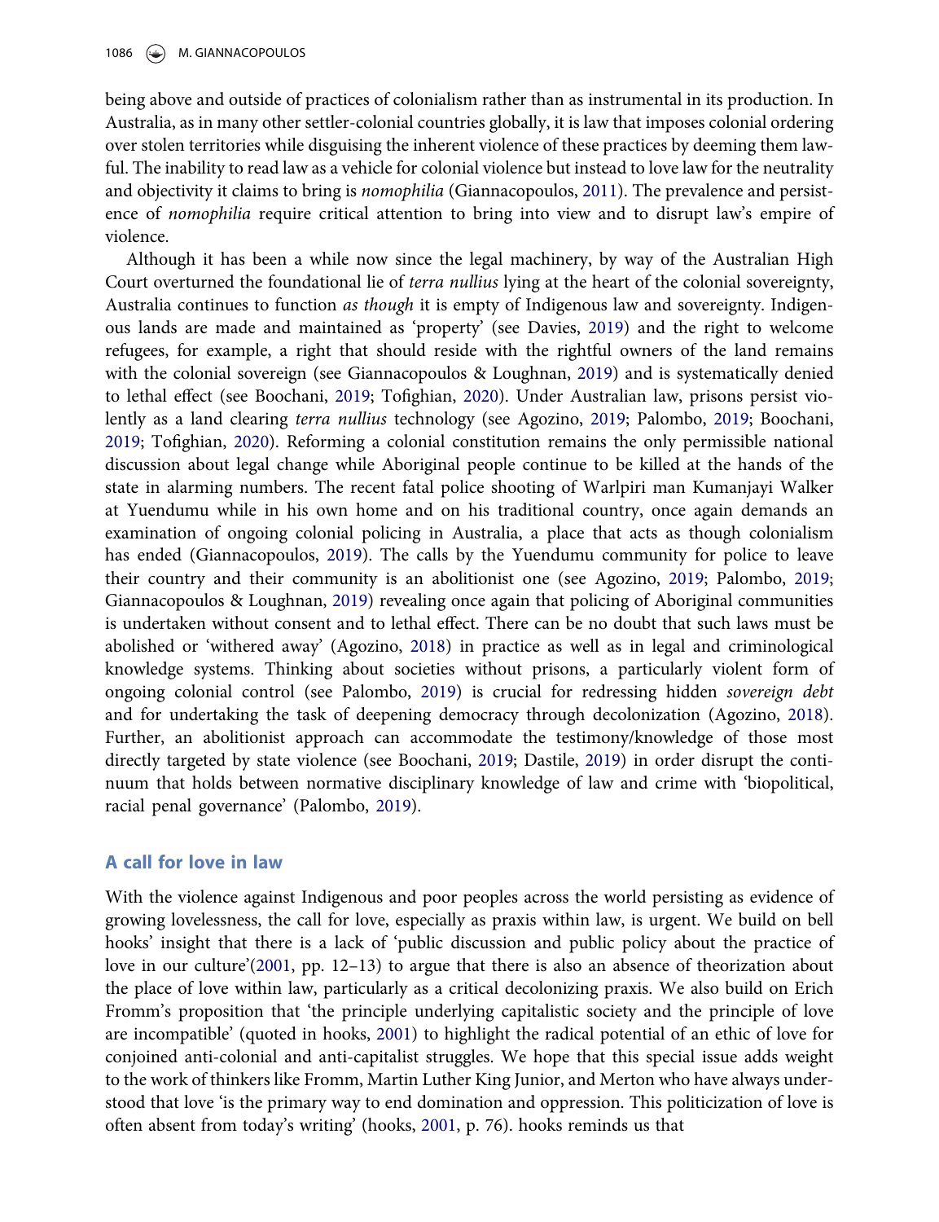being above and outside of practices of colonialism rather than as instrumental in its production. In Australia, as in many other settler-colonial countries globally, it is law that imposes colonial ordering over stolen territories while disguising the inherent violence of these practices by deeming them lawful. The inability to read law as a vehicle for colonial violence but instead to love law for the neutrality and objectivity it claims to bring is *nomophilia* (Giannacopoulos, 2011). The prevalence and persistence of *nomophilia* require critical attention to bring into view and to disrupt law's empire of violence.

Although it has been a while now since the legal machinery, by way of the Australian High Court overturned the foundational lie of *terra nullius* lying at the heart of the colonial sovereignty, Australia continues to function *as though* it is empty of Indigenous law and sovereignty. Indigenous lands are made and maintained as 'property' (see Davies, 2019) and the right to welcome refugees, for example, a right that should reside with the rightful owners of the land remains with the colonial sovereign (see Giannacopoulos & Loughnan, 2019) and is systematically denied to lethal effect (see Boochani, 2019; Tofighian, 2020). Under Australian law, prisons persist violently as a land clearing *terra nullius* technology (see Agozino, 2019; Palombo, 2019; Boochani, 2019; Tofighian, 2020). Reforming a colonial constitution remains the only permissible national discussion about legal change while Aboriginal people continue to be killed at the hands of the state in alarming numbers. The recent fatal police shooting of Warlpiri man Kumanjayi Walker at Yuendumu while in his own home and on his traditional country, once again demands an examination of ongoing colonial policing in Australia, a place that acts as though colonialism has ended (Giannacopoulos, 2019). The calls by the Yuendumu community for police to leave their country and their community is an abolitionist one (see Agozino, 2019; Palombo, 2019; Giannacopoulos & Loughnan, 2019) revealing once again that policing of Aboriginal communities is undertaken without consent and to lethal effect. There can be no doubt that such laws must be abolished or 'withered away' (Agozino, 2018) in practice as well as in legal and criminological knowledge systems. Thinking about societies without prisons, a particularly violent form of ongoing colonial control (see Palombo, 2019) is crucial for redressing hidden *sovereign debt* and for undertaking the task of deepening democracy through decolonization (Agozino, 2018). Further, an abolitionist approach can accommodate the testimony/knowledge of those most directly targeted by state violence (see Boochani, 2019; Dastile, 2019) in order disrupt the continuum that holds between normative disciplinary knowledge of law and crime with 'biopolitical, racial penal governance' (Palombo, 2019).

## A call for love in law

With the violence against Indigenous and poor peoples across the world persisting as evidence of growing lovelessness, the call for love, especially as praxis within law, is urgent. We build on bell hooks' insight that there is a lack of 'public discussion and public policy about the practice of love in our culture'(2001, pp. 12–13) to argue that there is also an absence of theorization about the place of love within law, particularly as a critical decolonizing praxis. We also build on Erich Fromm's proposition that 'the principle underlying capitalistic society and the principle of love are incompatible' (quoted in hooks, 2001) to highlight the radical potential of an ethic of love for conjoined anti-colonial and anti-capitalist struggles. We hope that this special issue adds weight to the work of thinkers like Fromm, Martin Luther King Junior, and Merton who have always understood that love 'is the primary way to end domination and oppression. This politicization of love is often absent from today's writing' (hooks, 2001, p. 76). hooks reminds us that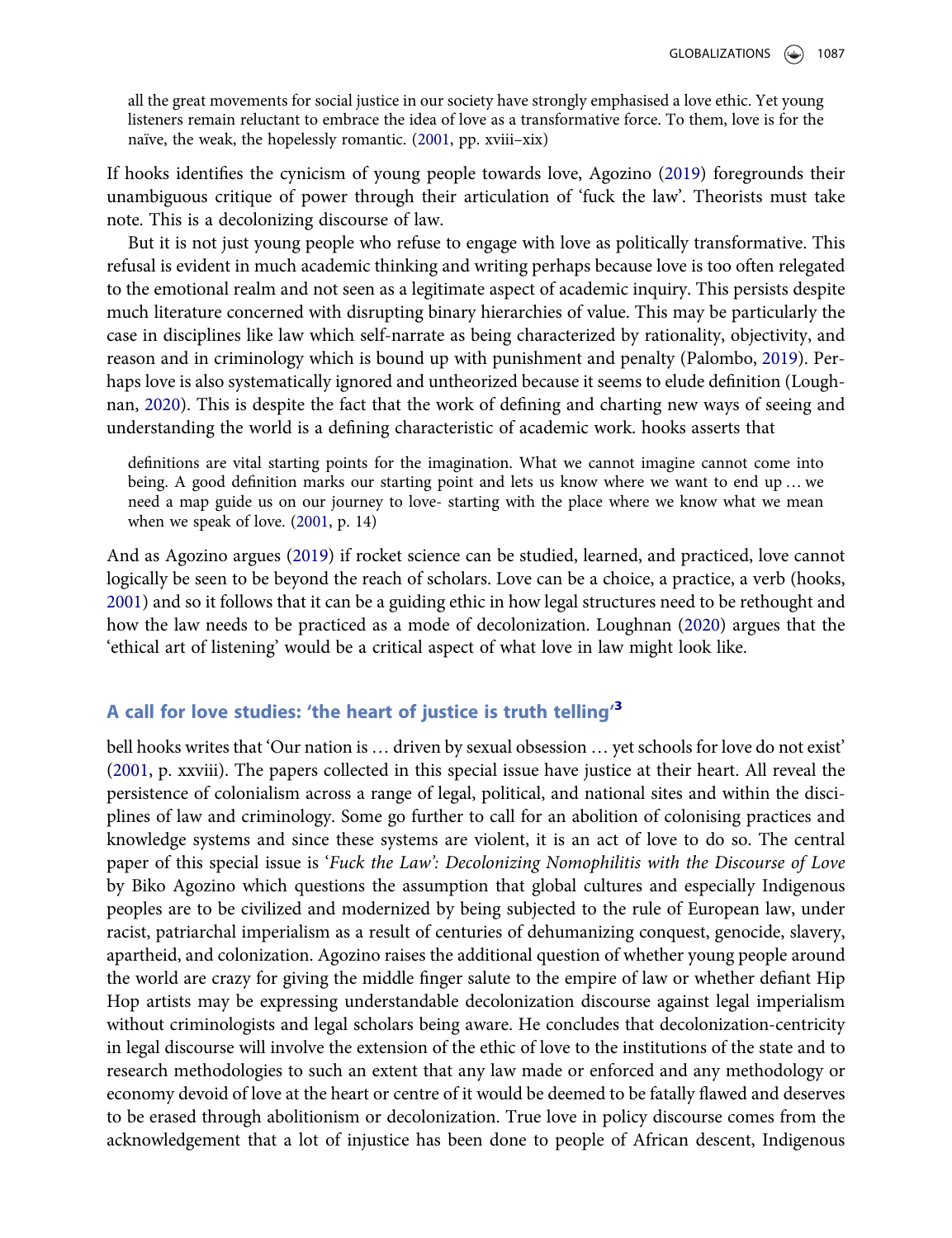> all the great movements for social justice in our society have strongly emphasised a love ethic. Yet young listeners remain reluctant to embrace the idea of love as a transformative force. To them, love is for the naïve, the weak, the hopelessly romantic. (2001, pp. xviii–xix)

If hooks identifies the cynicism of young people towards love, Agozino (2019) foregrounds their unambiguous critique of power through their articulation of 'fuck the law'. Theorists must take note. This is a decolonizing discourse of law.

But it is not just young people who refuse to engage with love as politically transformative. This refusal is evident in much academic thinking and writing perhaps because love is too often relegated to the emotional realm and not seen as a legitimate aspect of academic inquiry. This persists despite much literature concerned with disrupting binary hierarchies of value. This may be particularly the case in disciplines like law which self-narrate as being characterized by rationality, objectivity, and reason and in criminology which is bound up with punishment and penalty (Palombo, 2019). Perhaps love is also systematically ignored and untheorized because it seems to elude definition (Loughnan, 2020). This is despite the fact that the work of defining and charting new ways of seeing and understanding the world is a defining characteristic of academic work. hooks asserts that

> definitions are vital starting points for the imagination. What we cannot imagine cannot come into being. A good definition marks our starting point and lets us know where we want to end up … we need a map guide us on our journey to love- starting with the place where we know what we mean when we speak of love. (2001, p. 14)

And as Agozino argues (2019) if rocket science can be studied, learned, and practiced, love cannot logically be seen to be beyond the reach of scholars. Love can be a choice, a practice, a verb (hooks, 2001) and so it follows that it can be a guiding ethic in how legal structures need to be rethought and how the law needs to be practiced as a mode of decolonization. Loughnan (2020) argues that the 'ethical art of listening' would be a critical aspect of what love in law might look like.

## A call for love studies: 'the heart of justice is truth telling'[3]

bell hooks writes that 'Our nation is … driven by sexual obsession … yet schools for love do not exist' (2001, p. xxviii). The papers collected in this special issue have justice at their heart. All reveal the persistence of colonialism across a range of legal, political, and national sites and within the disciplines of law and criminology. Some go further to call for an abolition of colonising practices and knowledge systems and since these systems are violent, it is an act of love to do so. The central paper of this special issue is '*Fuck the Law': Decolonizing Nomophilitis with the Discourse of Love* by Biko Agozino which questions the assumption that global cultures and especially Indigenous peoples are to be civilized and modernized by being subjected to the rule of European law, under racist, patriarchal imperialism as a result of centuries of dehumanizing conquest, genocide, slavery, apartheid, and colonization. Agozino raises the additional question of whether young people around the world are crazy for giving the middle finger salute to the empire of law or whether defiant Hip Hop artists may be expressing understandable decolonization discourse against legal imperialism without criminologists and legal scholars being aware. He concludes that decolonization-centricity in legal discourse will involve the extension of the ethic of love to the institutions of the state and to research methodologies to such an extent that any law made or enforced and any methodology or economy devoid of love at the heart or centre of it would be deemed to be fatally flawed and deserves to be erased through abolitionism or decolonization. True love in policy discourse comes from the acknowledgement that a lot of injustice has been done to people of African descent, Indigenous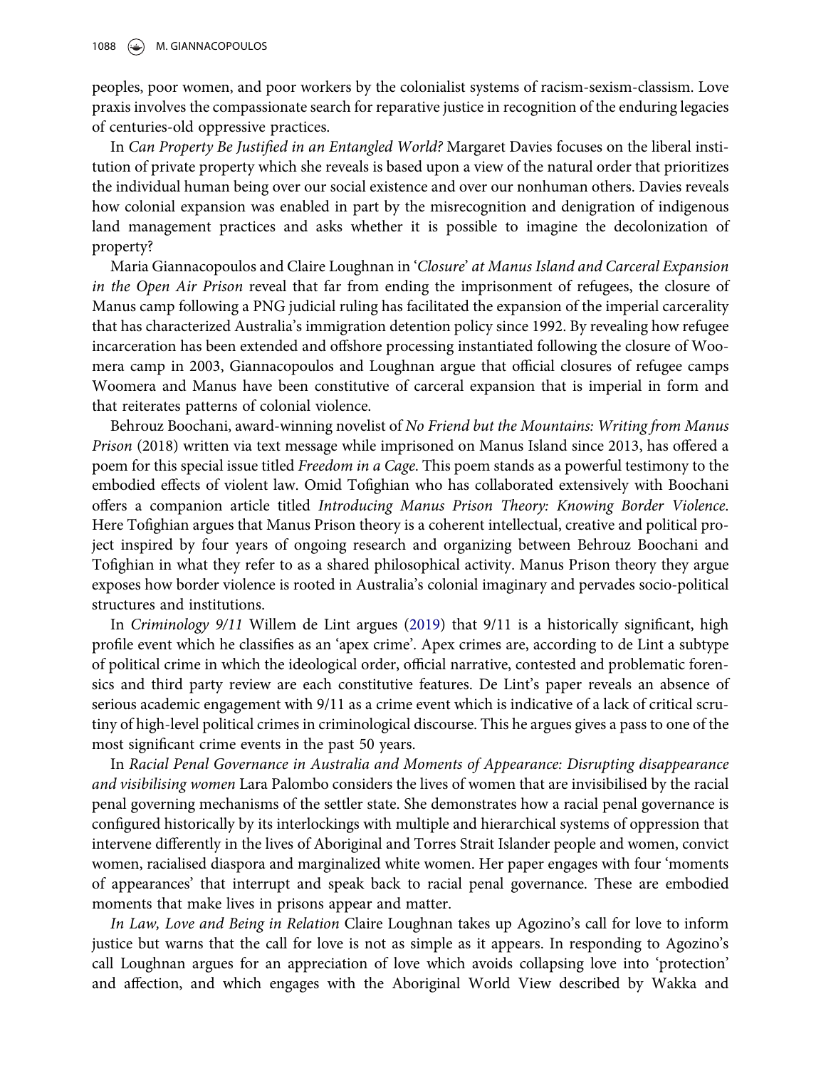peoples, poor women, and poor workers by the colonialist systems of racism-sexism-classism. Love praxis involves the compassionate search for reparative justice in recognition of the enduring legacies of centuries-old oppressive practices.

In *Can Property Be Justified in an Entangled World?* Margaret Davies focuses on the liberal institution of private property which she reveals is based upon a view of the natural order that prioritizes the individual human being over our social existence and over our nonhuman others. Davies reveals how colonial expansion was enabled in part by the misrecognition and denigration of indigenous land management practices and asks whether it is possible to imagine the decolonization of property?

Maria Giannacopoulos and Claire Loughnan in '*Closure*' *at Manus Island and Carceral Expansion in the Open Air Prison* reveal that far from ending the imprisonment of refugees, the closure of Manus camp following a PNG judicial ruling has facilitated the expansion of the imperial carcerality that has characterized Australia's immigration detention policy since 1992. By revealing how refugee incarceration has been extended and offshore processing instantiated following the closure of Woomera camp in 2003, Giannacopoulos and Loughnan argue that official closures of refugee camps Woomera and Manus have been constitutive of carceral expansion that is imperial in form and that reiterates patterns of colonial violence.

Behrouz Boochani, award-winning novelist of *No Friend but the Mountains: Writing from Manus Prison* (2018) written via text message while imprisoned on Manus Island since 2013, has offered a poem for this special issue titled *Freedom in a Cage*. This poem stands as a powerful testimony to the embodied effects of violent law. Omid Tofighian who has collaborated extensively with Boochani offers a companion article titled *Introducing Manus Prison Theory: Knowing Border Violence*. Here Tofighian argues that Manus Prison theory is a coherent intellectual, creative and political project inspired by four years of ongoing research and organizing between Behrouz Boochani and Tofighian in what they refer to as a shared philosophical activity. Manus Prison theory they argue exposes how border violence is rooted in Australia's colonial imaginary and pervades socio-political structures and institutions.

In *Criminology 9/11* Willem de Lint argues (2019) that 9/11 is a historically significant, high profile event which he classifies as an 'apex crime'. Apex crimes are, according to de Lint a subtype of political crime in which the ideological order, official narrative, contested and problematic forensics and third party review are each constitutive features. De Lint's paper reveals an absence of serious academic engagement with 9/11 as a crime event which is indicative of a lack of critical scrutiny of high-level political crimes in criminological discourse. This he argues gives a pass to one of the most significant crime events in the past 50 years.

In *Racial Penal Governance in Australia and Moments of Appearance: Disrupting disappearance and visibilising women* Lara Palombo considers the lives of women that are invisibilised by the racial penal governing mechanisms of the settler state. She demonstrates how a racial penal governance is configured historically by its interlockings with multiple and hierarchical systems of oppression that intervene differently in the lives of Aboriginal and Torres Strait Islander people and women, convict women, racialised diaspora and marginalized white women. Her paper engages with four 'moments of appearances' that interrupt and speak back to racial penal governance. These are embodied moments that make lives in prisons appear and matter.

*In Law, Love and Being in Relation* Claire Loughnan takes up Agozino's call for love to inform justice but warns that the call for love is not as simple as it appears. In responding to Agozino's call Loughnan argues for an appreciation of love which avoids collapsing love into 'protection' and affection, and which engages with the Aboriginal World View described by Wakka and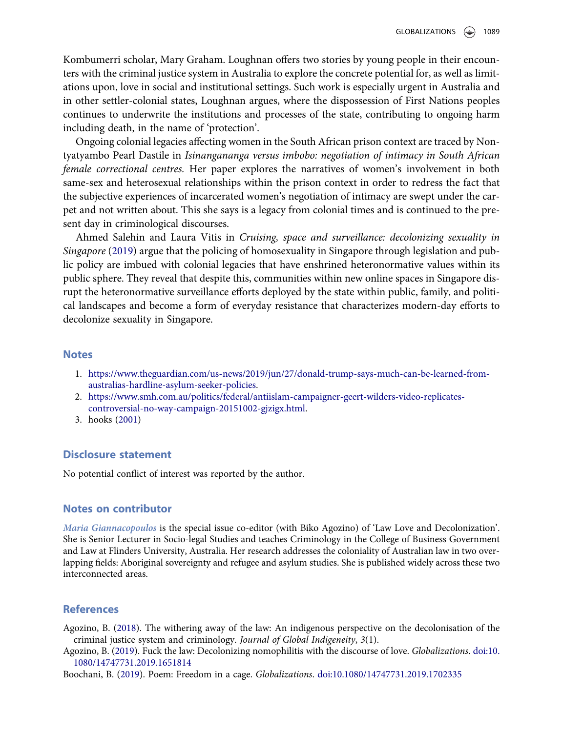Kombumerri scholar, Mary Graham. Loughnan offers two stories by young people in their encounters with the criminal justice system in Australia to explore the concrete potential for, as well as limitations upon, love in social and institutional settings. Such work is especially urgent in Australia and in other settler-colonial states, Loughnan argues, where the dispossession of First Nations peoples continues to underwrite the institutions and processes of the state, contributing to ongoing harm including death, in the name of 'protection'.

Ongoing colonial legacies affecting women in the South African prison context are traced by Nontyatyambo Pearl Dastile in *Isinangananga versus imbobo: negotiation of intimacy in South African female correctional centres.* Her paper explores the narratives of women's involvement in both same-sex and heterosexual relationships within the prison context in order to redress the fact that the subjective experiences of incarcerated women's negotiation of intimacy are swept under the carpet and not written about. This she says is a legacy from colonial times and is continued to the present day in criminological discourses.

Ahmed Salehin and Laura Vitis in *Cruising, space and surveillance: decolonizing sexuality in Singapore* (2019) argue that the policing of homosexuality in Singapore through legislation and public policy are imbued with colonial legacies that have enshrined heteronormative values within its public sphere. They reveal that despite this, communities within new online spaces in Singapore disrupt the heteronormative surveillance efforts deployed by the state within public, family, and political landscapes and become a form of everyday resistance that characterizes modern-day efforts to decolonize sexuality in Singapore.

## Notes

1. https://www.theguardian.com/us-news/2019/jun/27/donald-trump-says-much-can-be-learned-from-australias-hardline-asylum-seeker-policies.
2. https://www.smh.com.au/politics/federal/antiislam-campaigner-geert-wilders-video-replicates-controversial-no-way-campaign-20151002-gjzigx.html.
3. hooks (2001)

## Disclosure statement

No potential conflict of interest was reported by the author.

## Notes on contributor

*Maria Giannacopoulos* is the special issue co-editor (with Biko Agozino) of 'Law Love and Decolonization'. She is Senior Lecturer in Socio-legal Studies and teaches Criminology in the College of Business Government and Law at Flinders University, Australia. Her research addresses the coloniality of Australian law in two overlapping fields: Aboriginal sovereignty and refugee and asylum studies. She is published widely across these two interconnected areas.

## References

Agozino, B. (2018). The withering away of the law: An indigenous perspective on the decolonisation of the criminal justice system and criminology. *Journal of Global Indigeneity*, *3*(1).

Agozino, B. (2019). Fuck the law: Decolonizing nomophilitis with the discourse of love. *Globalizations*. doi:10.1080/14747731.2019.1651814

Boochani, B. (2019). Poem: Freedom in a cage. *Globalizations*. doi:10.1080/14747731.2019.1702335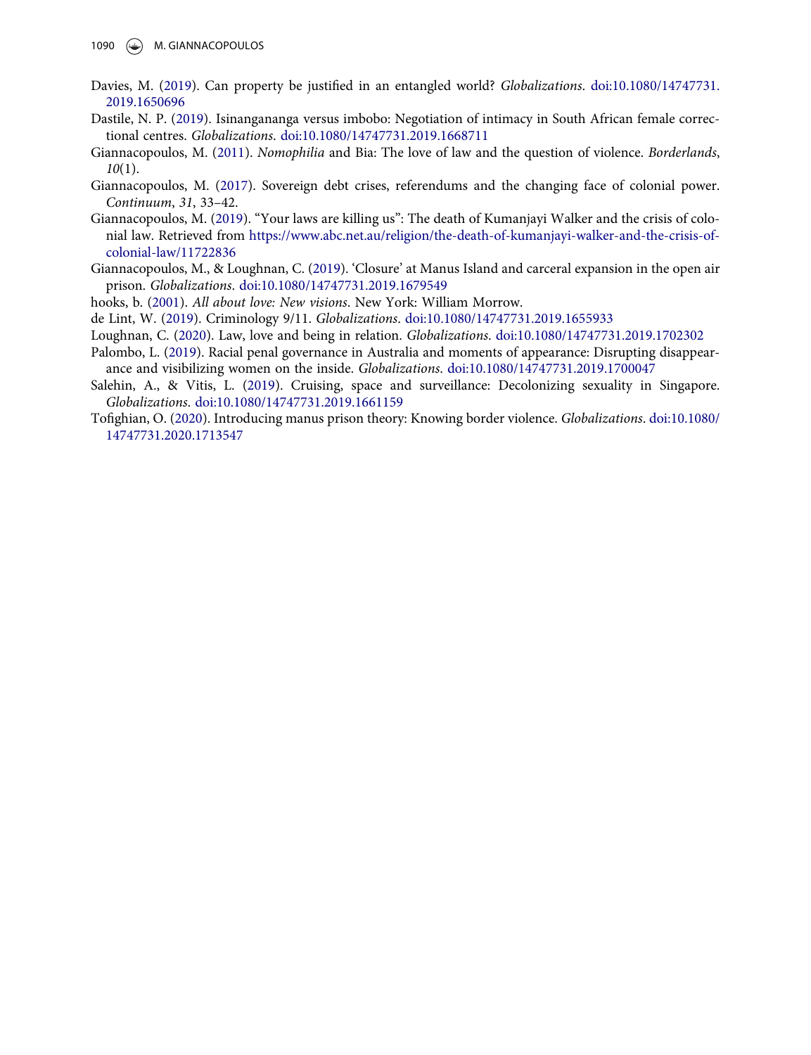Davies, M. (2019). Can property be justified in an entangled world? *Globalizations*. doi:10.1080/14747731.2019.1650696

Dastile, N. P. (2019). Isinangananga versus imbobo: Negotiation of intimacy in South African female correctional centres. *Globalizations*. doi:10.1080/14747731.2019.1668711

Giannacopoulos, M. (2011). *Nomophilia* and Bia: The love of law and the question of violence. *Borderlands*, *10*(1).

Giannacopoulos, M. (2017). Sovereign debt crises, referendums and the changing face of colonial power. *Continuum*, *31*, 33–42.

Giannacopoulos, M. (2019). "Your laws are killing us": The death of Kumanjayi Walker and the crisis of colonial law. Retrieved from https://www.abc.net.au/religion/the-death-of-kumanjayi-walker-and-the-crisis-of-colonial-law/11722836

Giannacopoulos, M., & Loughnan, C. (2019). 'Closure' at Manus Island and carceral expansion in the open air prison. *Globalizations*. doi:10.1080/14747731.2019.1679549

hooks, b. (2001). *All about love: New visions*. New York: William Morrow.

de Lint, W. (2019). Criminology 9/11. *Globalizations*. doi:10.1080/14747731.2019.1655933

Loughnan, C. (2020). Law, love and being in relation. *Globalizations*. doi:10.1080/14747731.2019.1702302

Palombo, L. (2019). Racial penal governance in Australia and moments of appearance: Disrupting disappearance and visibilizing women on the inside. *Globalizations*. doi:10.1080/14747731.2019.1700047

Salehin, A., & Vitis, L. (2019). Cruising, space and surveillance: Decolonizing sexuality in Singapore. *Globalizations*. doi:10.1080/14747731.2019.1661159

Tofighian, O. (2020). Introducing manus prison theory: Knowing border violence. *Globalizations*. doi:10.1080/14747731.2020.1713547